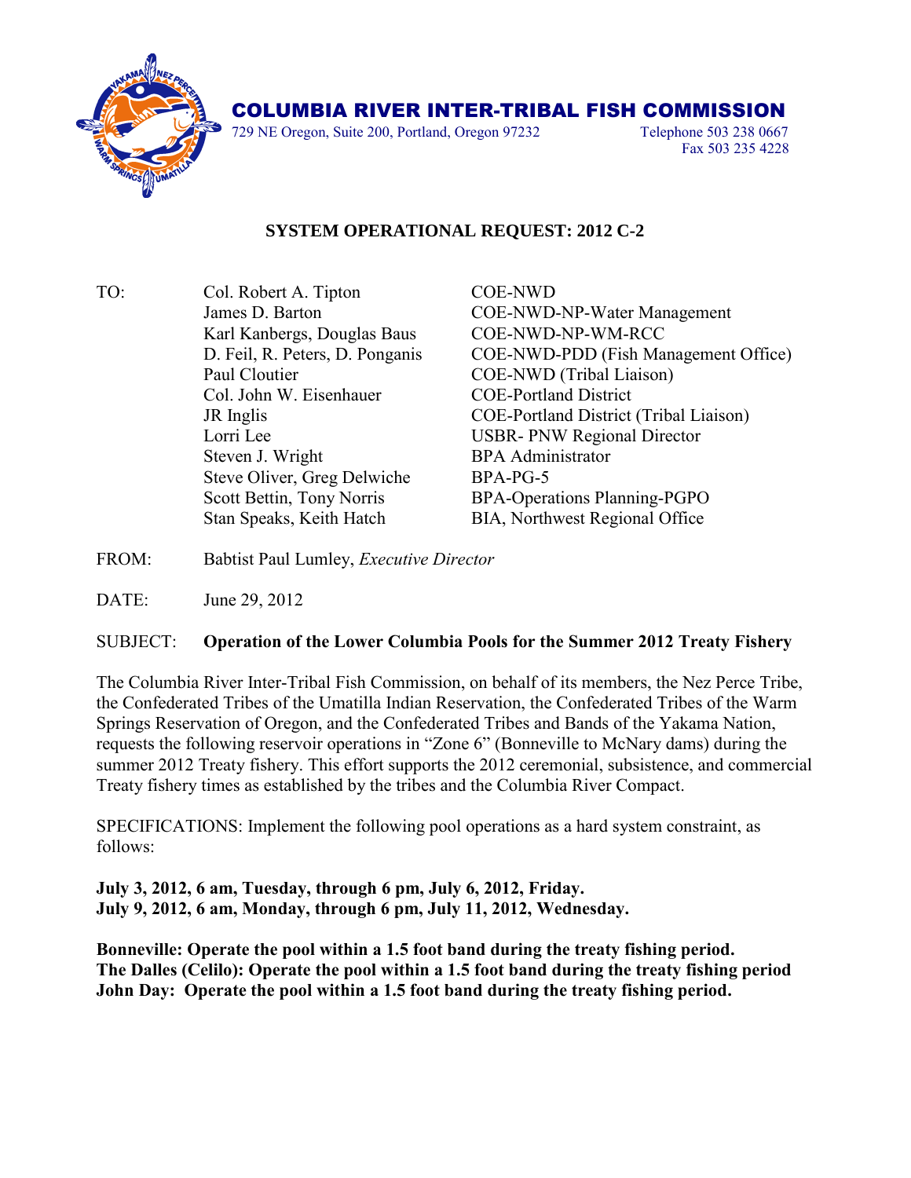# COLUMBIA RIVER INTER-TRIBAL FISH COMMISSION

729 NE Oregon, Suite 200, Portland, Oregon 97232 Telephone 503 238 0667
Fax 503 235 4228

## SYSTEM OPERATIONAL REQUEST: 2012 C-2

| TO: | | |
|---|---|---|
| | Col. Robert A. Tipton | COE-NWD |
| | James D. Barton | COE-NWD-NP-Water Management |
| | Karl Kanbergs, Douglas Baus | COE-NWD-NP-WM-RCC |
| | D. Feil, R. Peters, D. Ponganis | COE-NWD-PDD (Fish Management Office) |
| | Paul Cloutier | COE-NWD (Tribal Liaison) |
| | Col. John W. Eisenhauer | COE-Portland District |
| | JR Inglis | COE-Portland District (Tribal Liaison) |
| | Lorri Lee | USBR- PNW Regional Director |
| | Steven J. Wright | BPA Administrator |
| | Steve Oliver, Greg Delwiche | BPA-PG-5 |
| | Scott Bettin, Tony Norris | BPA-Operations Planning-PGPO |
| | Stan Speaks, Keith Hatch | BIA, Northwest Regional Office |

FROM: Babtist Paul Lumley, *Executive Director*

DATE: June 29, 2012

SUBJECT: **Operation of the Lower Columbia Pools for the Summer 2012 Treaty Fishery**

The Columbia River Inter-Tribal Fish Commission, on behalf of its members, the Nez Perce Tribe, the Confederated Tribes of the Umatilla Indian Reservation, the Confederated Tribes of the Warm Springs Reservation of Oregon, and the Confederated Tribes and Bands of the Yakama Nation, requests the following reservoir operations in "Zone 6" (Bonneville to McNary dams) during the summer 2012 Treaty fishery. This effort supports the 2012 ceremonial, subsistence, and commercial Treaty fishery times as established by the tribes and the Columbia River Compact.

SPECIFICATIONS: Implement the following pool operations as a hard system constraint, as follows:

**July 3, 2012, 6 am, Tuesday, through 6 pm, July 6, 2012, Friday.**
**July 9, 2012, 6 am, Monday, through 6 pm, July 11, 2012, Wednesday.**

**Bonneville: Operate the pool within a 1.5 foot band during the treaty fishing period.**
**The Dalles (Celilo): Operate the pool within a 1.5 foot band during the treaty fishing period**
**John Day: Operate the pool within a 1.5 foot band during the treaty fishing period.**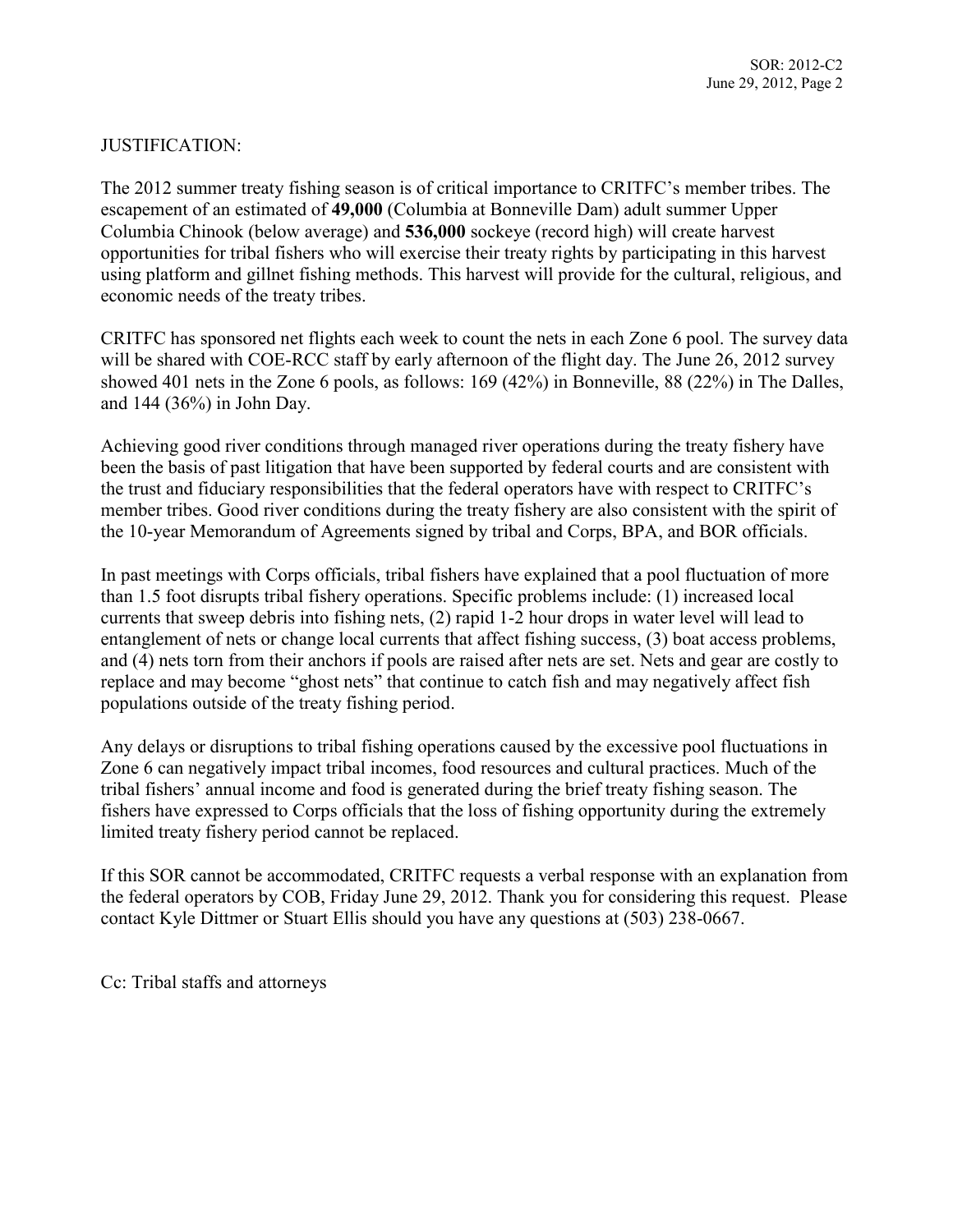JUSTIFICATION:

The 2012 summer treaty fishing season is of critical importance to CRITFC's member tribes. The escapement of an estimated of **49,000** (Columbia at Bonneville Dam) adult summer Upper Columbia Chinook (below average) and **536,000** sockeye (record high) will create harvest opportunities for tribal fishers who will exercise their treaty rights by participating in this harvest using platform and gillnet fishing methods. This harvest will provide for the cultural, religious, and economic needs of the treaty tribes.

CRITFC has sponsored net flights each week to count the nets in each Zone 6 pool. The survey data will be shared with COE-RCC staff by early afternoon of the flight day. The June 26, 2012 survey showed 401 nets in the Zone 6 pools, as follows: 169 (42%) in Bonneville, 88 (22%) in The Dalles, and 144 (36%) in John Day.

Achieving good river conditions through managed river operations during the treaty fishery have been the basis of past litigation that have been supported by federal courts and are consistent with the trust and fiduciary responsibilities that the federal operators have with respect to CRITFC's member tribes. Good river conditions during the treaty fishery are also consistent with the spirit of the 10-year Memorandum of Agreements signed by tribal and Corps, BPA, and BOR officials.

In past meetings with Corps officials, tribal fishers have explained that a pool fluctuation of more than 1.5 foot disrupts tribal fishery operations. Specific problems include: (1) increased local currents that sweep debris into fishing nets, (2) rapid 1-2 hour drops in water level will lead to entanglement of nets or change local currents that affect fishing success, (3) boat access problems, and (4) nets torn from their anchors if pools are raised after nets are set. Nets and gear are costly to replace and may become "ghost nets" that continue to catch fish and may negatively affect fish populations outside of the treaty fishing period.

Any delays or disruptions to tribal fishing operations caused by the excessive pool fluctuations in Zone 6 can negatively impact tribal incomes, food resources and cultural practices. Much of the tribal fishers' annual income and food is generated during the brief treaty fishing season. The fishers have expressed to Corps officials that the loss of fishing opportunity during the extremely limited treaty fishery period cannot be replaced.

If this SOR cannot be accommodated, CRITFC requests a verbal response with an explanation from the federal operators by COB, Friday June 29, 2012. Thank you for considering this request. Please contact Kyle Dittmer or Stuart Ellis should you have any questions at (503) 238-0667.

Cc: Tribal staffs and attorneys